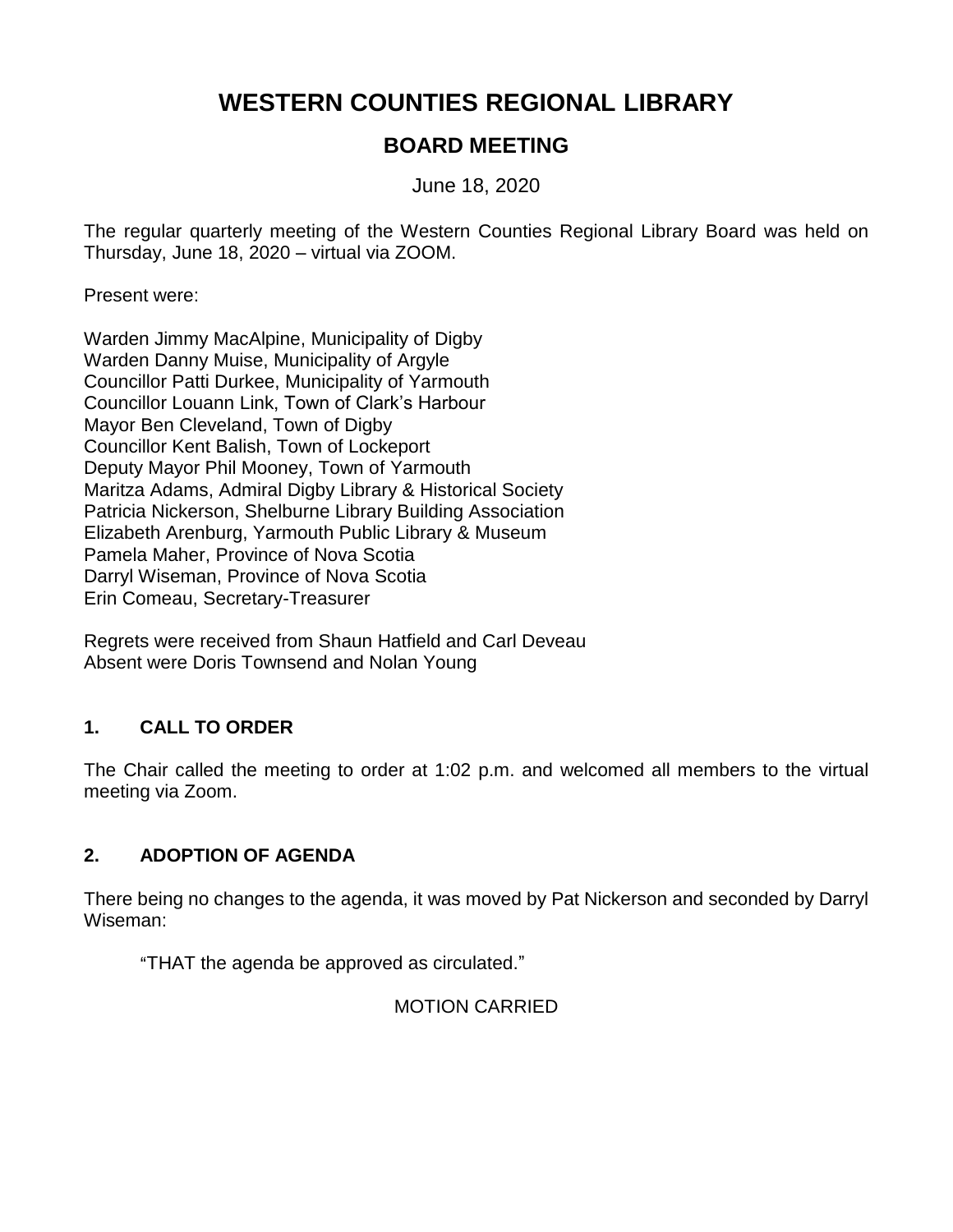# WESTERN COUNTIES REGIONAL LIBRARY

## BOARD MEETING

June 18, 2020

The regular quarterly meeting of the Western Counties Regional Library Board was held on Thursday, June 18, 2020 – virtual via ZOOM.

Present were:

Warden Jimmy MacAlpine, Municipality of Digby
Warden Danny Muise, Municipality of Argyle
Councillor Patti Durkee, Municipality of Yarmouth
Councillor Louann Link, Town of Clark's Harbour
Mayor Ben Cleveland, Town of Digby
Councillor Kent Balish, Town of Lockeport
Deputy Mayor Phil Mooney, Town of Yarmouth
Maritza Adams, Admiral Digby Library & Historical Society
Patricia Nickerson, Shelburne Library Building Association
Elizabeth Arenburg, Yarmouth Public Library & Museum
Pamela Maher, Province of Nova Scotia
Darryl Wiseman, Province of Nova Scotia
Erin Comeau, Secretary-Treasurer

Regrets were received from Shaun Hatfield and Carl Deveau
Absent were Doris Townsend and Nolan Young

### 1. CALL TO ORDER

The Chair called the meeting to order at 1:02 p.m. and welcomed all members to the virtual meeting via Zoom.

### 2. ADOPTION OF AGENDA

There being no changes to the agenda, it was moved by Pat Nickerson and seconded by Darryl Wiseman:

"THAT the agenda be approved as circulated."

MOTION CARRIED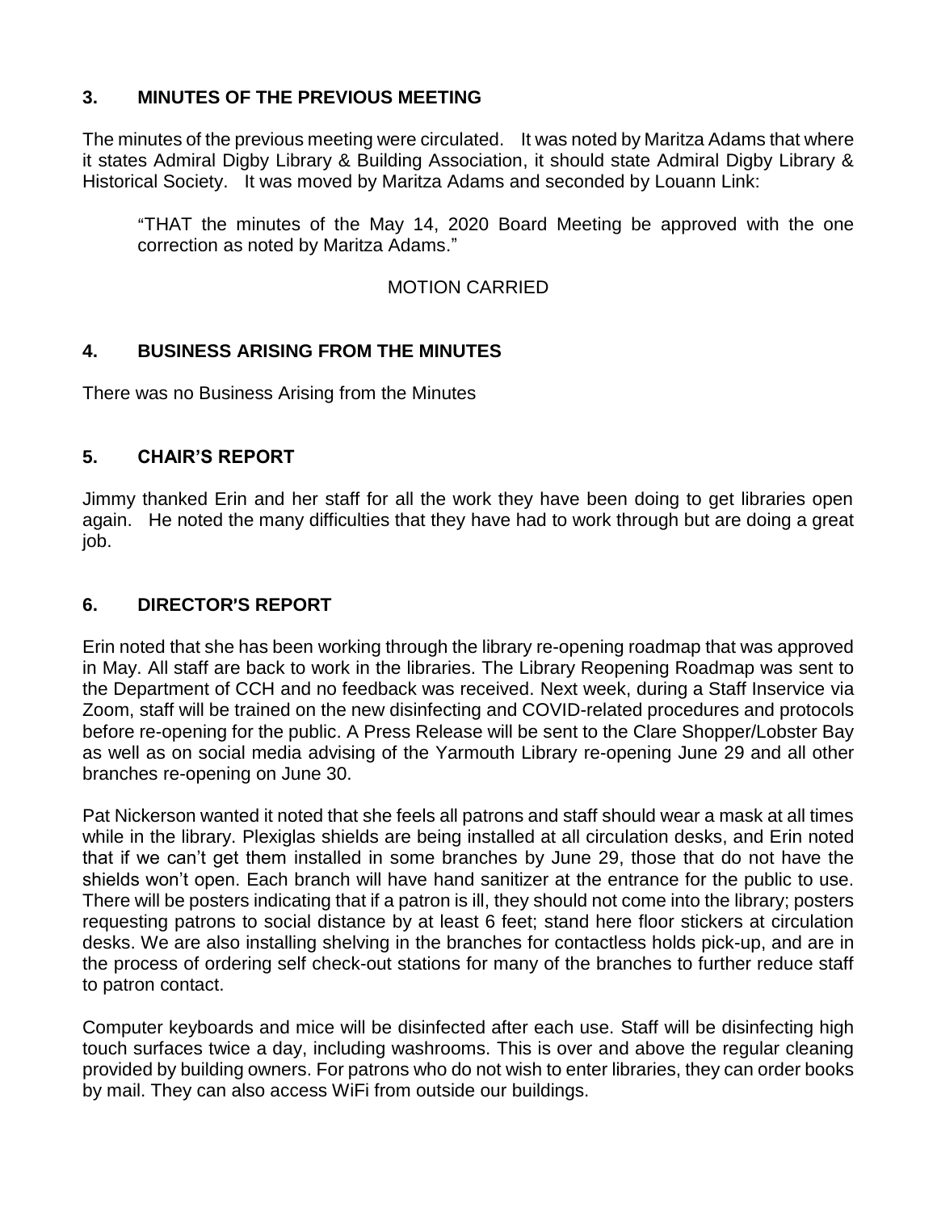## 3. MINUTES OF THE PREVIOUS MEETING

The minutes of the previous meeting were circulated. It was noted by Maritza Adams that where it states Admiral Digby Library & Building Association, it should state Admiral Digby Library & Historical Society. It was moved by Maritza Adams and seconded by Louann Link:

> "THAT the minutes of the May 14, 2020 Board Meeting be approved with the one correction as noted by Maritza Adams."

MOTION CARRIED

## 4. BUSINESS ARISING FROM THE MINUTES

There was no Business Arising from the Minutes

## 5. CHAIR'S REPORT

Jimmy thanked Erin and her staff for all the work they have been doing to get libraries open again. He noted the many difficulties that they have had to work through but are doing a great job.

## 6. DIRECTOR'S REPORT

Erin noted that she has been working through the library re-opening roadmap that was approved in May. All staff are back to work in the libraries. The Library Reopening Roadmap was sent to the Department of CCH and no feedback was received. Next week, during a Staff Inservice via Zoom, staff will be trained on the new disinfecting and COVID-related procedures and protocols before re-opening for the public. A Press Release will be sent to the Clare Shopper/Lobster Bay as well as on social media advising of the Yarmouth Library re-opening June 29 and all other branches re-opening on June 30.

Pat Nickerson wanted it noted that she feels all patrons and staff should wear a mask at all times while in the library. Plexiglas shields are being installed at all circulation desks, and Erin noted that if we can't get them installed in some branches by June 29, those that do not have the shields won't open. Each branch will have hand sanitizer at the entrance for the public to use. There will be posters indicating that if a patron is ill, they should not come into the library; posters requesting patrons to social distance by at least 6 feet; stand here floor stickers at circulation desks. We are also installing shelving in the branches for contactless holds pick-up, and are in the process of ordering self check-out stations for many of the branches to further reduce staff to patron contact.

Computer keyboards and mice will be disinfected after each use. Staff will be disinfecting high touch surfaces twice a day, including washrooms. This is over and above the regular cleaning provided by building owners. For patrons who do not wish to enter libraries, they can order books by mail. They can also access WiFi from outside our buildings.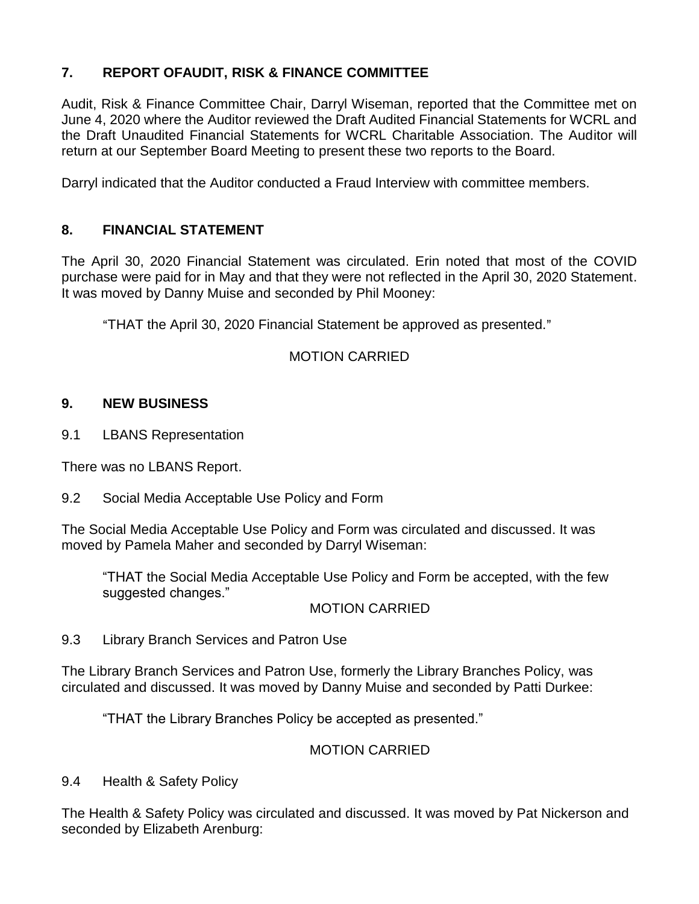## 7. REPORT OFAUDIT, RISK & FINANCE COMMITTEE

Audit, Risk & Finance Committee Chair, Darryl Wiseman, reported that the Committee met on June 4, 2020 where the Auditor reviewed the Draft Audited Financial Statements for WCRL and the Draft Unaudited Financial Statements for WCRL Charitable Association. The Auditor will return at our September Board Meeting to present these two reports to the Board.

Darryl indicated that the Auditor conducted a Fraud Interview with committee members.

## 8. FINANCIAL STATEMENT

The April 30, 2020 Financial Statement was circulated. Erin noted that most of the COVID purchase were paid for in May and that they were not reflected in the April 30, 2020 Statement. It was moved by Danny Muise and seconded by Phil Mooney:

> "THAT the April 30, 2020 Financial Statement be approved as presented."

MOTION CARRIED

## 9. NEW BUSINESS

### 9.1 LBANS Representation

There was no LBANS Report.

### 9.2 Social Media Acceptable Use Policy and Form

The Social Media Acceptable Use Policy and Form was circulated and discussed. It was moved by Pamela Maher and seconded by Darryl Wiseman:

> "THAT the Social Media Acceptable Use Policy and Form be accepted, with the few suggested changes."

MOTION CARRIED

### 9.3 Library Branch Services and Patron Use

The Library Branch Services and Patron Use, formerly the Library Branches Policy, was circulated and discussed. It was moved by Danny Muise and seconded by Patti Durkee:

> "THAT the Library Branches Policy be accepted as presented."

MOTION CARRIED

### 9.4 Health & Safety Policy

The Health & Safety Policy was circulated and discussed. It was moved by Pat Nickerson and seconded by Elizabeth Arenburg: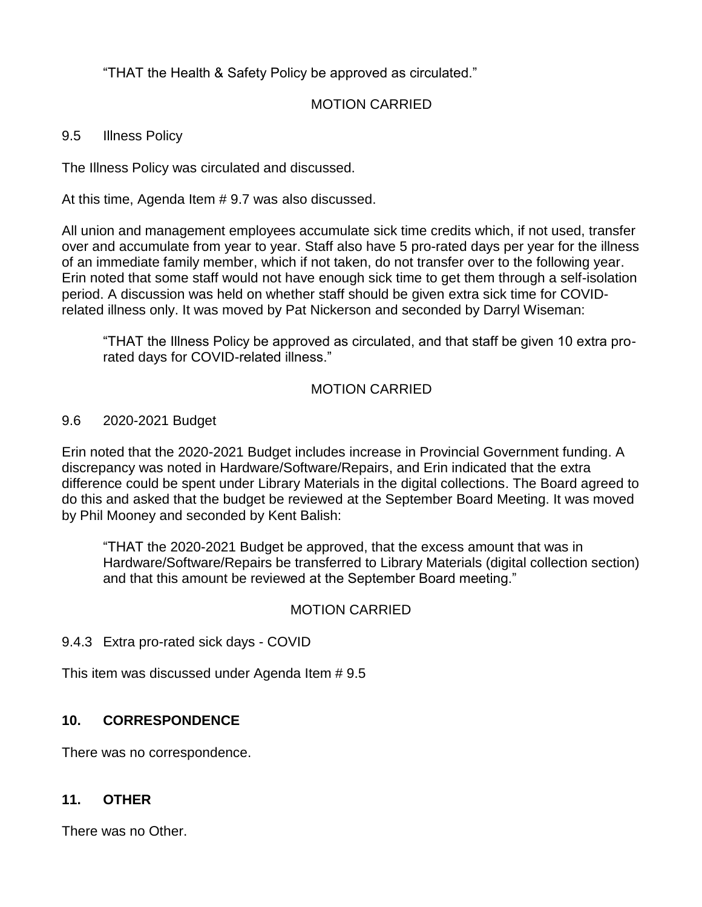> “THAT the Health & Safety Policy be approved as circulated.”

MOTION CARRIED

9.5 Illness Policy

The Illness Policy was circulated and discussed.

At this time, Agenda Item # 9.7 was also discussed.

All union and management employees accumulate sick time credits which, if not used, transfer over and accumulate from year to year. Staff also have 5 pro-rated days per year for the illness of an immediate family member, which if not taken, do not transfer over to the following year. Erin noted that some staff would not have enough sick time to get them through a self-isolation period. A discussion was held on whether staff should be given extra sick time for COVID-related illness only. It was moved by Pat Nickerson and seconded by Darryl Wiseman:

> “THAT the Illness Policy be approved as circulated, and that staff be given 10 extra pro-rated days for COVID-related illness.”

MOTION CARRIED

9.6 2020-2021 Budget

Erin noted that the 2020-2021 Budget includes increase in Provincial Government funding. A discrepancy was noted in Hardware/Software/Repairs, and Erin indicated that the extra difference could be spent under Library Materials in the digital collections. The Board agreed to do this and asked that the budget be reviewed at the September Board Meeting. It was moved by Phil Mooney and seconded by Kent Balish:

> “THAT the 2020-2021 Budget be approved, that the excess amount that was in Hardware/Software/Repairs be transferred to Library Materials (digital collection section) and that this amount be reviewed at the September Board meeting.”

MOTION CARRIED

9.4.3 Extra pro-rated sick days - COVID

This item was discussed under Agenda Item # 9.5

## 10. CORRESPONDENCE

There was no correspondence.

## 11. OTHER

There was no Other.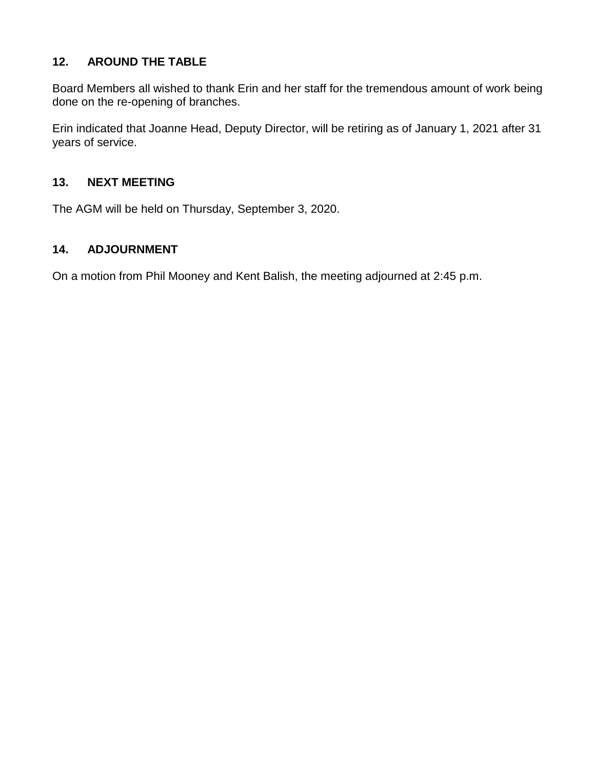## 12. AROUND THE TABLE

Board Members all wished to thank Erin and her staff for the tremendous amount of work being done on the re-opening of branches.

Erin indicated that Joanne Head, Deputy Director, will be retiring as of January 1, 2021 after 31 years of service.

## 13. NEXT MEETING

The AGM will be held on Thursday, September 3, 2020.

## 14. ADJOURNMENT

On a motion from Phil Mooney and Kent Balish, the meeting adjourned at 2:45 p.m.